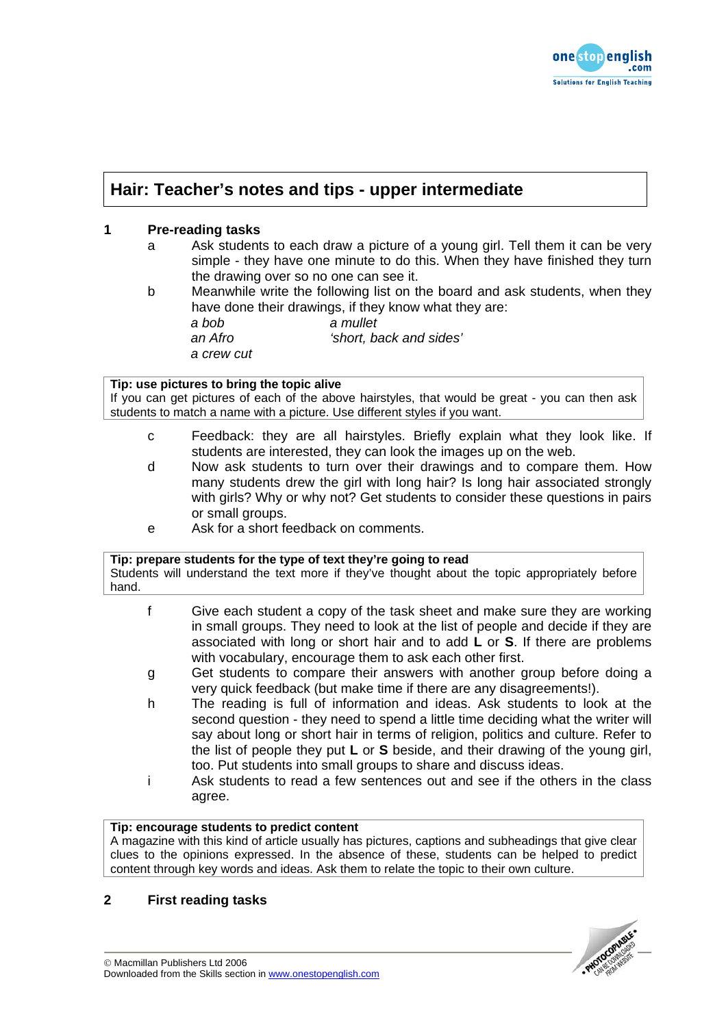# Hair: Teacher's notes and tips - upper intermediate

## 1 Pre-reading tasks

a. Ask students to each draw a picture of a young girl. Tell them it can be very simple - they have one minute to do this. When they have finished they turn the drawing over so no one can see it.

b. Meanwhile write the following list on the board and ask students, when they have done their drawings, if they know what they are:

| | |
|---|---|
| *a bob* | *a mullet* |
| *an Afro* | *'short, back and sides'* |
| *a crew cut* | |

> **Tip: use pictures to bring the topic alive**
> If you can get pictures of each of the above hairstyles, that would be great - you can then ask students to match a name with a picture. Use different styles if you want.

c. Feedback: they are all hairstyles. Briefly explain what they look like. If students are interested, they can look the images up on the web.

d. Now ask students to turn over their drawings and to compare them. How many students drew the girl with long hair? Is long hair associated strongly with girls? Why or why not? Get students to consider these questions in pairs or small groups.

e. Ask for a short feedback on comments.

> **Tip: prepare students for the type of text they're going to read**
> Students will understand the text more if they've thought about the topic appropriately before hand.

f. Give each student a copy of the task sheet and make sure they are working in small groups. They need to look at the list of people and decide if they are associated with long or short hair and to add **L** or **S**. If there are problems with vocabulary, encourage them to ask each other first.

g. Get students to compare their answers with another group before doing a very quick feedback (but make time if there are any disagreements!).

h. The reading is full of information and ideas. Ask students to look at the second question - they need to spend a little time deciding what the writer will say about long or short hair in terms of religion, politics and culture. Refer to the list of people they put **L** or **S** beside, and their drawing of the young girl, too. Put students into small groups to share and discuss ideas.

i. Ask students to read a few sentences out and see if the others in the class agree.

> **Tip: encourage students to predict content**
> A magazine with this kind of article usually has pictures, captions and subheadings that give clear clues to the opinions expressed. In the absence of these, students can be helped to predict content through key words and ideas. Ask them to relate the topic to their own culture.

## 2 First reading tasks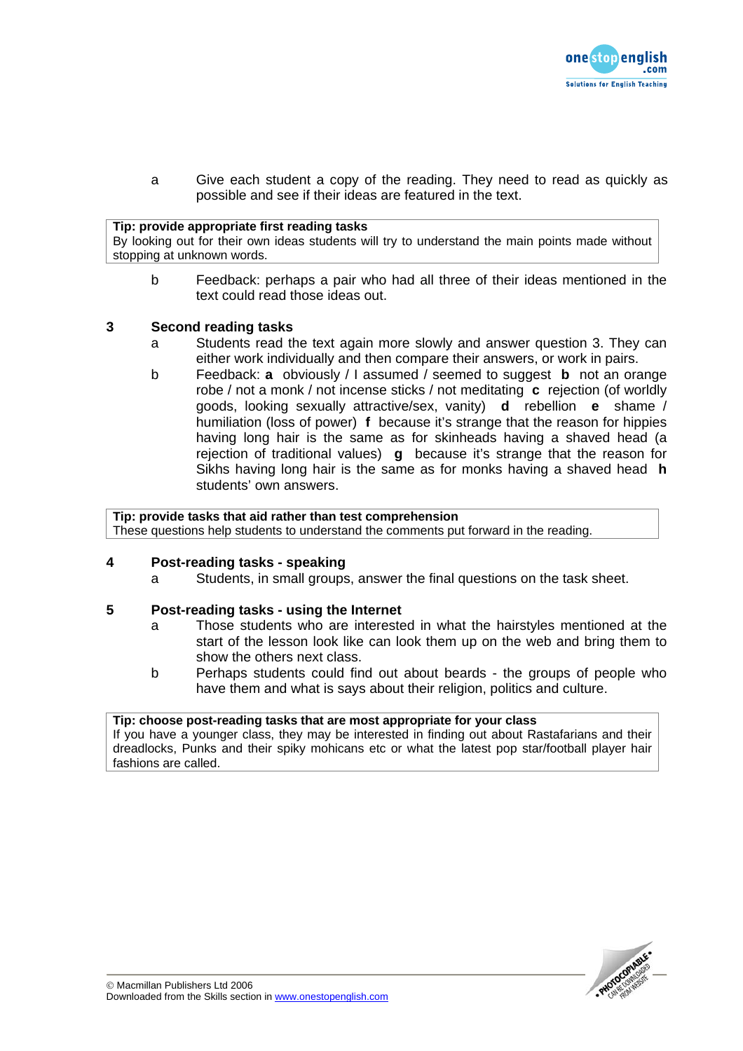a Give each student a copy of the reading. They need to read as quickly as possible and see if their ideas are featured in the text.

> **Tip: provide appropriate first reading tasks**
> By looking out for their own ideas students will try to understand the main points made without stopping at unknown words.

b Feedback: perhaps a pair who had all three of their ideas mentioned in the text could read those ideas out.

**3 Second reading tasks**

a Students read the text again more slowly and answer question 3. They can either work individually and then compare their answers, or work in pairs.

b Feedback: **a** obviously / I assumed / seemed to suggest **b** not an orange robe / not a monk / not incense sticks / not meditating **c** rejection (of worldly goods, looking sexually attractive/sex, vanity) **d** rebellion **e** shame / humiliation (loss of power) **f** because it's strange that the reason for hippies having long hair is the same as for skinheads having a shaved head (a rejection of traditional values) **g** because it's strange that the reason for Sikhs having long hair is the same as for monks having a shaved head **h** students' own answers.

> **Tip: provide tasks that aid rather than test comprehension**
> These questions help students to understand the comments put forward in the reading.

**4 Post-reading tasks - speaking**

a Students, in small groups, answer the final questions on the task sheet.

**5 Post-reading tasks - using the Internet**

a Those students who are interested in what the hairstyles mentioned at the start of the lesson look like can look them up on the web and bring them to show the others next class.

b Perhaps students could find out about beards - the groups of people who have them and what is says about their religion, politics and culture.

> **Tip: choose post-reading tasks that are most appropriate for your class**
> If you have a younger class, they may be interested in finding out about Rastafarians and their dreadlocks, Punks and their spiky mohicans etc or what the latest pop star/football player hair fashions are called.